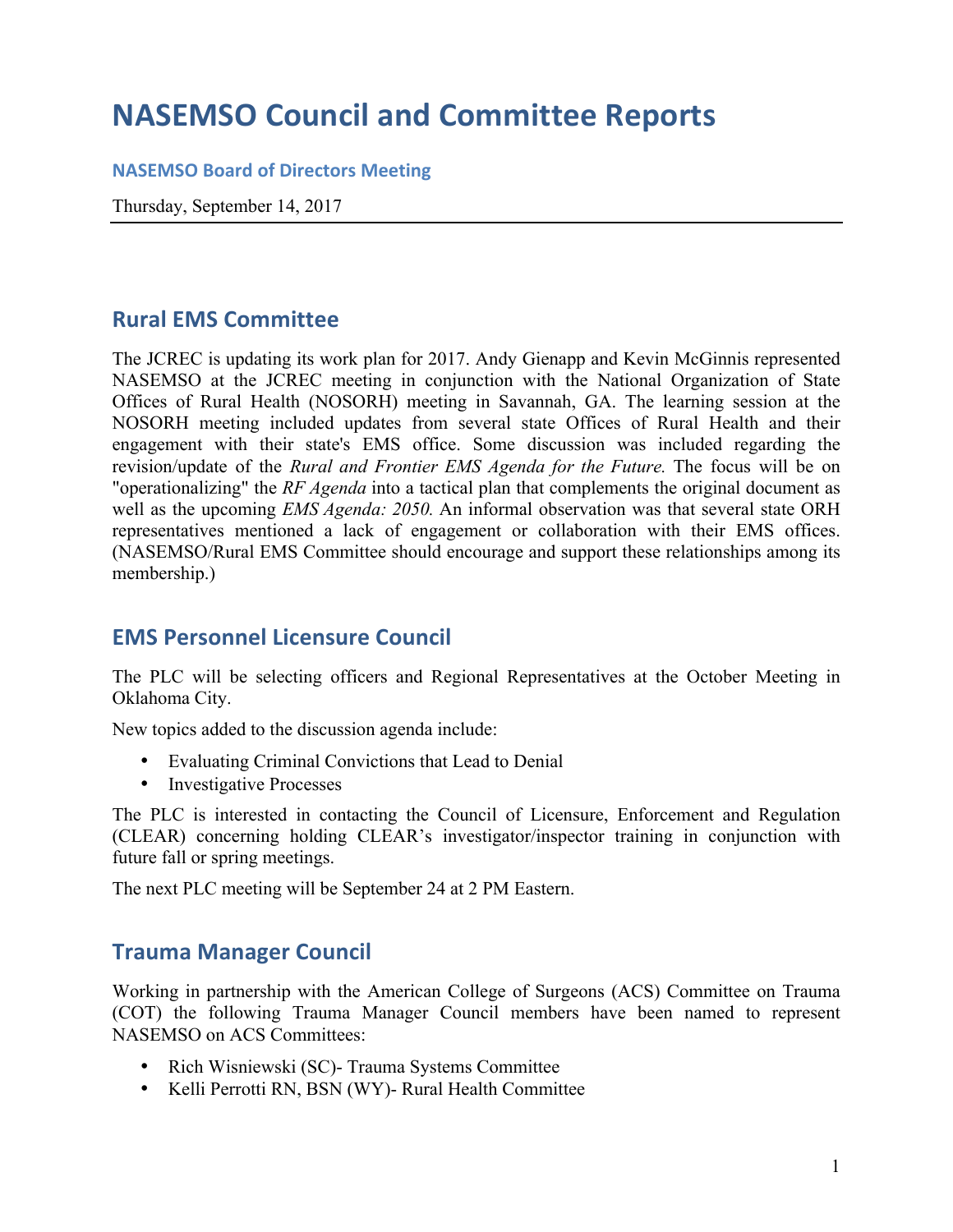# NASEMSO Council and Committee Reports

### NASEMSO Board of Directors Meeting

Thursday, September 14, 2017

## Rural EMS Committee

The JCREC is updating its work plan for 2017. Andy Gienapp and Kevin McGinnis represented NASEMSO at the JCREC meeting in conjunction with the National Organization of State Offices of Rural Health (NOSORH) meeting in Savannah, GA. The learning session at the NOSORH meeting included updates from several state Offices of Rural Health and their engagement with their state's EMS office. Some discussion was included regarding the revision/update of the *Rural and Frontier EMS Agenda for the Future.* The focus will be on "operationalizing" the *RF Agenda* into a tactical plan that complements the original document as well as the upcoming *EMS Agenda: 2050.* An informal observation was that several state ORH representatives mentioned a lack of engagement or collaboration with their EMS offices. (NASEMSO/Rural EMS Committee should encourage and support these relationships among its membership.)

## EMS Personnel Licensure Council

The PLC will be selecting officers and Regional Representatives at the October Meeting in Oklahoma City.

New topics added to the discussion agenda include:

- Evaluating Criminal Convictions that Lead to Denial
- Investigative Processes

The PLC is interested in contacting the Council of Licensure, Enforcement and Regulation (CLEAR) concerning holding CLEAR's investigator/inspector training in conjunction with future fall or spring meetings.

The next PLC meeting will be September 24 at 2 PM Eastern.

## Trauma Manager Council

Working in partnership with the American College of Surgeons (ACS) Committee on Trauma (COT) the following Trauma Manager Council members have been named to represent NASEMSO on ACS Committees:

- Rich Wisniewski (SC)- Trauma Systems Committee
- Kelli Perrotti RN, BSN (WY)- Rural Health Committee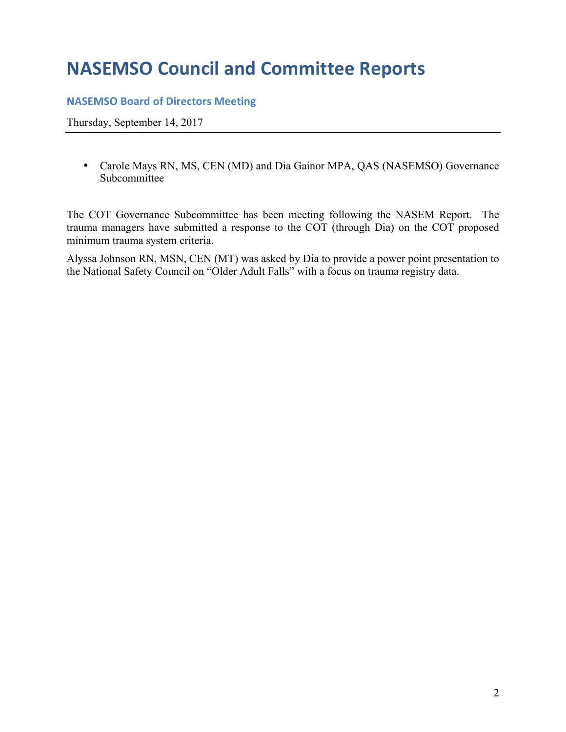# NASEMSO Council and Committee Reports

## NASEMSO Board of Directors Meeting

Thursday, September 14, 2017

- Carole Mays RN, MS, CEN (MD) and Dia Gainor MPA, QAS (NASEMSO) Governance Subcommittee

The COT Governance Subcommittee has been meeting following the NASEM Report. The trauma managers have submitted a response to the COT (through Dia) on the COT proposed minimum trauma system criteria.

Alyssa Johnson RN, MSN, CEN (MT) was asked by Dia to provide a power point presentation to the National Safety Council on "Older Adult Falls" with a focus on trauma registry data.